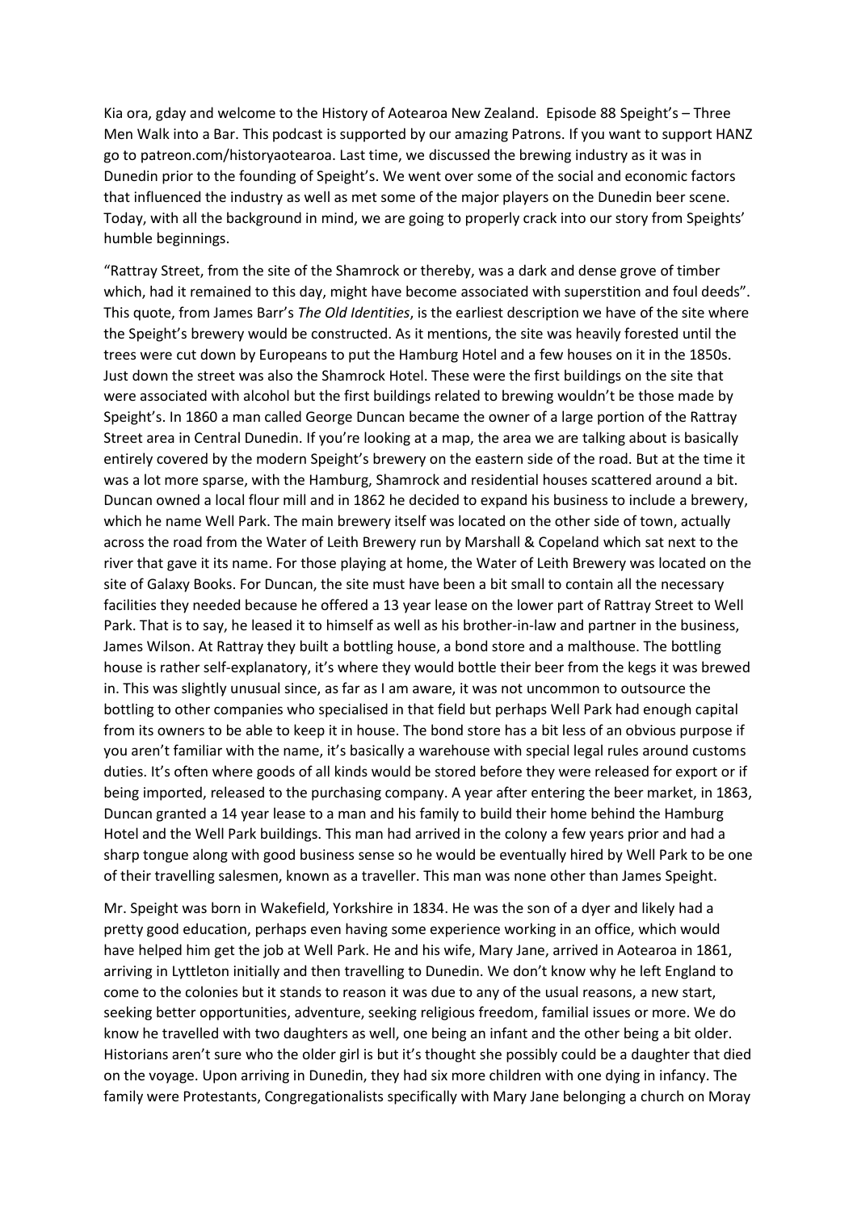Kia ora, gday and welcome to the History of Aotearoa New Zealand. Episode 88 Speight's – Three Men Walk into a Bar. This podcast is supported by our amazing Patrons. If you want to support HANZ go to patreon.com/historyaotearoa. Last time, we discussed the brewing industry as it was in Dunedin prior to the founding of Speight's. We went over some of the social and economic factors that influenced the industry as well as met some of the major players on the Dunedin beer scene. Today, with all the background in mind, we are going to properly crack into our story from Speights' humble beginnings.

"Rattray Street, from the site of the Shamrock or thereby, was a dark and dense grove of timber which, had it remained to this day, might have become associated with superstition and foul deeds". This quote, from James Barr's *The Old Identities*, is the earliest description we have of the site where the Speight's brewery would be constructed. As it mentions, the site was heavily forested until the trees were cut down by Europeans to put the Hamburg Hotel and a few houses on it in the 1850s. Just down the street was also the Shamrock Hotel. These were the first buildings on the site that were associated with alcohol but the first buildings related to brewing wouldn't be those made by Speight's. In 1860 a man called George Duncan became the owner of a large portion of the Rattray Street area in Central Dunedin. If you're looking at a map, the area we are talking about is basically entirely covered by the modern Speight's brewery on the eastern side of the road. But at the time it was a lot more sparse, with the Hamburg, Shamrock and residential houses scattered around a bit. Duncan owned a local flour mill and in 1862 he decided to expand his business to include a brewery, which he name Well Park. The main brewery itself was located on the other side of town, actually across the road from the Water of Leith Brewery run by Marshall & Copeland which sat next to the river that gave it its name. For those playing at home, the Water of Leith Brewery was located on the site of Galaxy Books. For Duncan, the site must have been a bit small to contain all the necessary facilities they needed because he offered a 13 year lease on the lower part of Rattray Street to Well Park. That is to say, he leased it to himself as well as his brother-in-law and partner in the business, James Wilson. At Rattray they built a bottling house, a bond store and a malthouse. The bottling house is rather self-explanatory, it's where they would bottle their beer from the kegs it was brewed in. This was slightly unusual since, as far as I am aware, it was not uncommon to outsource the bottling to other companies who specialised in that field but perhaps Well Park had enough capital from its owners to be able to keep it in house. The bond store has a bit less of an obvious purpose if you aren't familiar with the name, it's basically a warehouse with special legal rules around customs duties. It's often where goods of all kinds would be stored before they were released for export or if being imported, released to the purchasing company. A year after entering the beer market, in 1863, Duncan granted a 14 year lease to a man and his family to build their home behind the Hamburg Hotel and the Well Park buildings. This man had arrived in the colony a few years prior and had a sharp tongue along with good business sense so he would be eventually hired by Well Park to be one of their travelling salesmen, known as a traveller. This man was none other than James Speight.

Mr. Speight was born in Wakefield, Yorkshire in 1834. He was the son of a dyer and likely had a pretty good education, perhaps even having some experience working in an office, which would have helped him get the job at Well Park. He and his wife, Mary Jane, arrived in Aotearoa in 1861, arriving in Lyttleton initially and then travelling to Dunedin. We don't know why he left England to come to the colonies but it stands to reason it was due to any of the usual reasons, a new start, seeking better opportunities, adventure, seeking religious freedom, familial issues or more. We do know he travelled with two daughters as well, one being an infant and the other being a bit older. Historians aren't sure who the older girl is but it's thought she possibly could be a daughter that died on the voyage. Upon arriving in Dunedin, they had six more children with one dying in infancy. The family were Protestants, Congregationalists specifically with Mary Jane belonging a church on Moray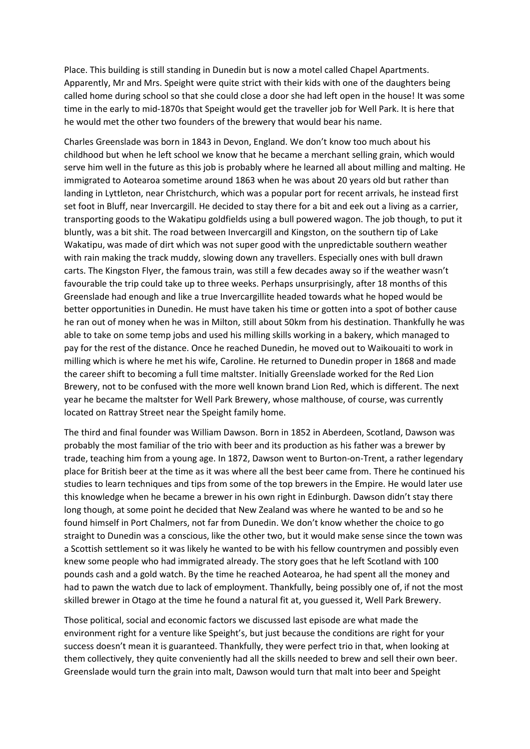Place. This building is still standing in Dunedin but is now a motel called Chapel Apartments. Apparently, Mr and Mrs. Speight were quite strict with their kids with one of the daughters being called home during school so that she could close a door she had left open in the house! It was some time in the early to mid-1870s that Speight would get the traveller job for Well Park. It is here that he would met the other two founders of the brewery that would bear his name.

Charles Greenslade was born in 1843 in Devon, England. We don't know too much about his childhood but when he left school we know that he became a merchant selling grain, which would serve him well in the future as this job is probably where he learned all about milling and malting. He immigrated to Aotearoa sometime around 1863 when he was about 20 years old but rather than landing in Lyttleton, near Christchurch, which was a popular port for recent arrivals, he instead first set foot in Bluff, near Invercargill. He decided to stay there for a bit and eek out a living as a carrier, transporting goods to the Wakatipu goldfields using a bull powered wagon. The job though, to put it bluntly, was a bit shit. The road between Invercargill and Kingston, on the southern tip of Lake Wakatipu, was made of dirt which was not super good with the unpredictable southern weather with rain making the track muddy, slowing down any travellers. Especially ones with bull drawn carts. The Kingston Flyer, the famous train, was still a few decades away so if the weather wasn't favourable the trip could take up to three weeks. Perhaps unsurprisingly, after 18 months of this Greenslade had enough and like a true Invercargillite headed towards what he hoped would be better opportunities in Dunedin. He must have taken his time or gotten into a spot of bother cause he ran out of money when he was in Milton, still about 50km from his destination. Thankfully he was able to take on some temp jobs and used his milling skills working in a bakery, which managed to pay for the rest of the distance. Once he reached Dunedin, he moved out to Waikouaiti to work in milling which is where he met his wife, Caroline. He returned to Dunedin proper in 1868 and made the career shift to becoming a full time maltster. Initially Greenslade worked for the Red Lion Brewery, not to be confused with the more well known brand Lion Red, which is different. The next year he became the maltster for Well Park Brewery, whose malthouse, of course, was currently located on Rattray Street near the Speight family home.

The third and final founder was William Dawson. Born in 1852 in Aberdeen, Scotland, Dawson was probably the most familiar of the trio with beer and its production as his father was a brewer by trade, teaching him from a young age. In 1872, Dawson went to Burton-on-Trent, a rather legendary place for British beer at the time as it was where all the best beer came from. There he continued his studies to learn techniques and tips from some of the top brewers in the Empire. He would later use this knowledge when he became a brewer in his own right in Edinburgh. Dawson didn't stay there long though, at some point he decided that New Zealand was where he wanted to be and so he found himself in Port Chalmers, not far from Dunedin. We don't know whether the choice to go straight to Dunedin was a conscious, like the other two, but it would make sense since the town was a Scottish settlement so it was likely he wanted to be with his fellow countrymen and possibly even knew some people who had immigrated already. The story goes that he left Scotland with 100 pounds cash and a gold watch. By the time he reached Aotearoa, he had spent all the money and had to pawn the watch due to lack of employment. Thankfully, being possibly one of, if not the most skilled brewer in Otago at the time he found a natural fit at, you guessed it, Well Park Brewery.

Those political, social and economic factors we discussed last episode are what made the environment right for a venture like Speight's, but just because the conditions are right for your success doesn't mean it is guaranteed. Thankfully, they were perfect trio in that, when looking at them collectively, they quite conveniently had all the skills needed to brew and sell their own beer. Greenslade would turn the grain into malt, Dawson would turn that malt into beer and Speight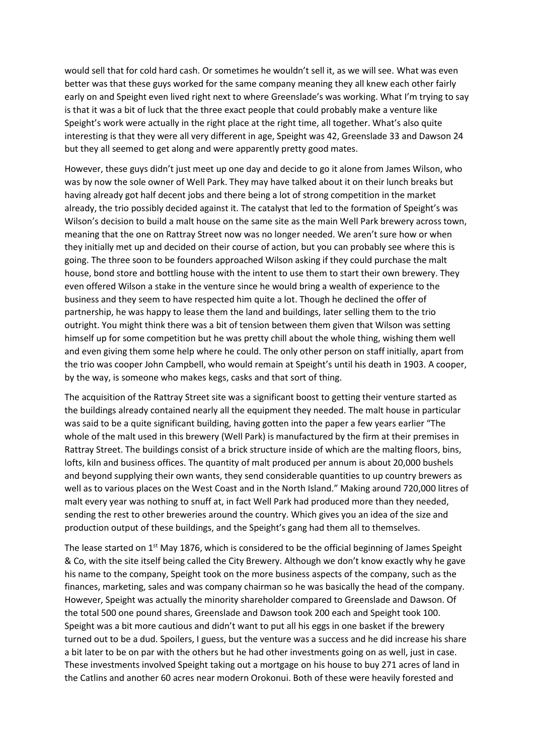would sell that for cold hard cash. Or sometimes he wouldn't sell it, as we will see. What was even better was that these guys worked for the same company meaning they all knew each other fairly early on and Speight even lived right next to where Greenslade's was working. What I'm trying to say is that it was a bit of luck that the three exact people that could probably make a venture like Speight's work were actually in the right place at the right time, all together. What's also quite interesting is that they were all very different in age, Speight was 42, Greenslade 33 and Dawson 24 but they all seemed to get along and were apparently pretty good mates.

However, these guys didn't just meet up one day and decide to go it alone from James Wilson, who was by now the sole owner of Well Park. They may have talked about it on their lunch breaks but having already got half decent jobs and there being a lot of strong competition in the market already, the trio possibly decided against it. The catalyst that led to the formation of Speight's was Wilson's decision to build a malt house on the same site as the main Well Park brewery across town, meaning that the one on Rattray Street now was no longer needed. We aren't sure how or when they initially met up and decided on their course of action, but you can probably see where this is going. The three soon to be founders approached Wilson asking if they could purchase the malt house, bond store and bottling house with the intent to use them to start their own brewery. They even offered Wilson a stake in the venture since he would bring a wealth of experience to the business and they seem to have respected him quite a lot. Though he declined the offer of partnership, he was happy to lease them the land and buildings, later selling them to the trio outright. You might think there was a bit of tension between them given that Wilson was setting himself up for some competition but he was pretty chill about the whole thing, wishing them well and even giving them some help where he could. The only other person on staff initially, apart from the trio was cooper John Campbell, who would remain at Speight's until his death in 1903. A cooper, by the way, is someone who makes kegs, casks and that sort of thing.

The acquisition of the Rattray Street site was a significant boost to getting their venture started as the buildings already contained nearly all the equipment they needed. The malt house in particular was said to be a quite significant building, having gotten into the paper a few years earlier "The whole of the malt used in this brewery (Well Park) is manufactured by the firm at their premises in Rattray Street. The buildings consist of a brick structure inside of which are the malting floors, bins, lofts, kiln and business offices. The quantity of malt produced per annum is about 20,000 bushels and beyond supplying their own wants, they send considerable quantities to up country brewers as well as to various places on the West Coast and in the North Island." Making around 720,000 litres of malt every year was nothing to snuff at, in fact Well Park had produced more than they needed, sending the rest to other breweries around the country. Which gives you an idea of the size and production output of these buildings, and the Speight's gang had them all to themselves.

The lease started on 1st May 1876, which is considered to be the official beginning of James Speight & Co, with the site itself being called the City Brewery. Although we don't know exactly why he gave his name to the company, Speight took on the more business aspects of the company, such as the finances, marketing, sales and was company chairman so he was basically the head of the company. However, Speight was actually the minority shareholder compared to Greenslade and Dawson. Of the total 500 one pound shares, Greenslade and Dawson took 200 each and Speight took 100. Speight was a bit more cautious and didn't want to put all his eggs in one basket if the brewery turned out to be a dud. Spoilers, I guess, but the venture was a success and he did increase his share a bit later to be on par with the others but he had other investments going on as well, just in case. These investments involved Speight taking out a mortgage on his house to buy 271 acres of land in the Catlins and another 60 acres near modern Orokonui. Both of these were heavily forested and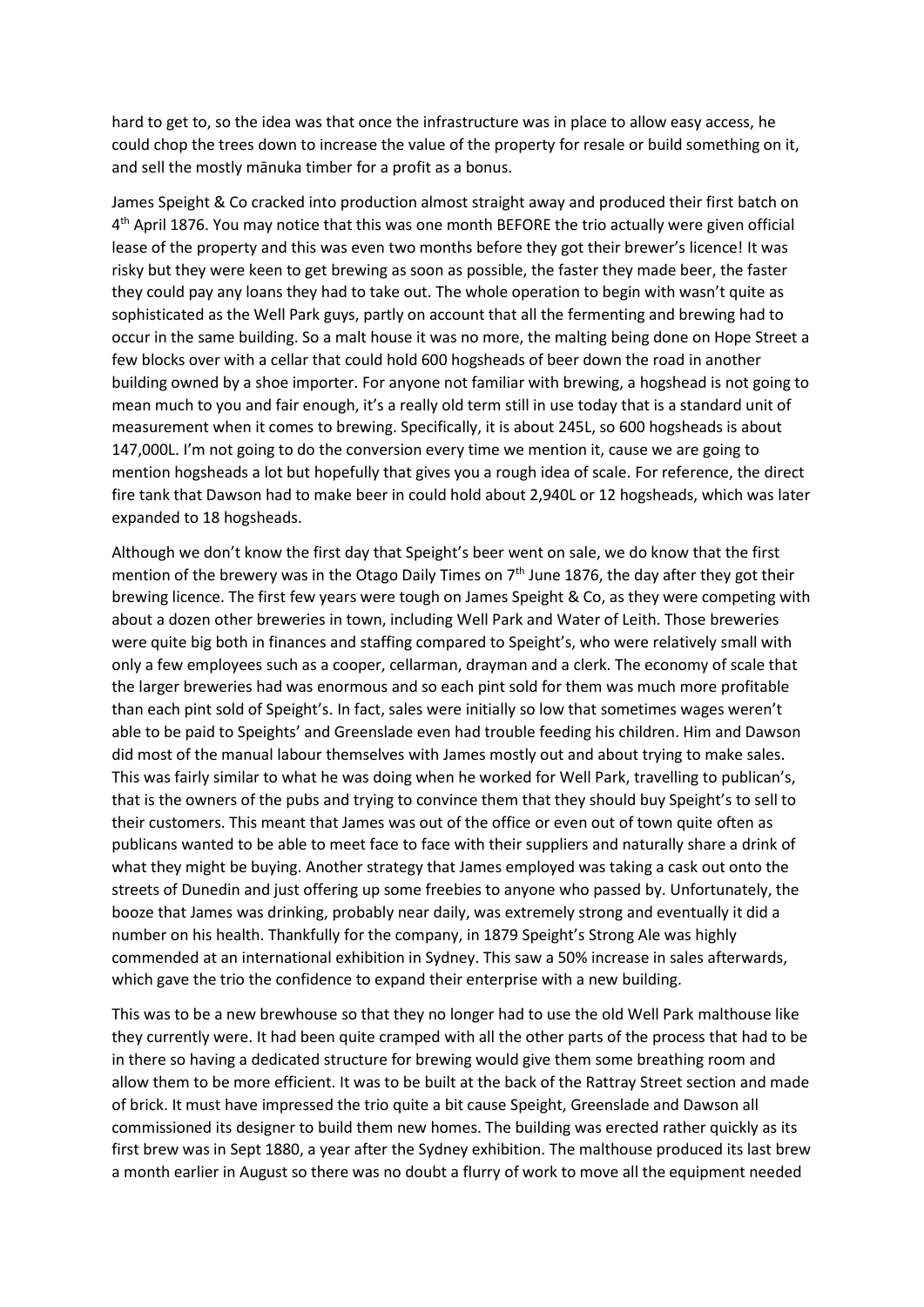hard to get to, so the idea was that once the infrastructure was in place to allow easy access, he could chop the trees down to increase the value of the property for resale or build something on it, and sell the mostly mānuka timber for a profit as a bonus.

James Speight & Co cracked into production almost straight away and produced their first batch on 4th April 1876. You may notice that this was one month BEFORE the trio actually were given official lease of the property and this was even two months before they got their brewer's licence! It was risky but they were keen to get brewing as soon as possible, the faster they made beer, the faster they could pay any loans they had to take out. The whole operation to begin with wasn't quite as sophisticated as the Well Park guys, partly on account that all the fermenting and brewing had to occur in the same building. So a malt house it was no more, the malting being done on Hope Street a few blocks over with a cellar that could hold 600 hogsheads of beer down the road in another building owned by a shoe importer. For anyone not familiar with brewing, a hogshead is not going to mean much to you and fair enough, it's a really old term still in use today that is a standard unit of measurement when it comes to brewing. Specifically, it is about 245L, so 600 hogsheads is about 147,000L. I'm not going to do the conversion every time we mention it, cause we are going to mention hogsheads a lot but hopefully that gives you a rough idea of scale. For reference, the direct fire tank that Dawson had to make beer in could hold about 2,940L or 12 hogsheads, which was later expanded to 18 hogsheads.

Although we don't know the first day that Speight's beer went on sale, we do know that the first mention of the brewery was in the Otago Daily Times on 7th June 1876, the day after they got their brewing licence. The first few years were tough on James Speight & Co, as they were competing with about a dozen other breweries in town, including Well Park and Water of Leith. Those breweries were quite big both in finances and staffing compared to Speight's, who were relatively small with only a few employees such as a cooper, cellarman, drayman and a clerk. The economy of scale that the larger breweries had was enormous and so each pint sold for them was much more profitable than each pint sold of Speight's. In fact, sales were initially so low that sometimes wages weren't able to be paid to Speights' and Greenslade even had trouble feeding his children. Him and Dawson did most of the manual labour themselves with James mostly out and about trying to make sales. This was fairly similar to what he was doing when he worked for Well Park, travelling to publican's, that is the owners of the pubs and trying to convince them that they should buy Speight's to sell to their customers. This meant that James was out of the office or even out of town quite often as publicans wanted to be able to meet face to face with their suppliers and naturally share a drink of what they might be buying. Another strategy that James employed was taking a cask out onto the streets of Dunedin and just offering up some freebies to anyone who passed by. Unfortunately, the booze that James was drinking, probably near daily, was extremely strong and eventually it did a number on his health. Thankfully for the company, in 1879 Speight's Strong Ale was highly commended at an international exhibition in Sydney. This saw a 50% increase in sales afterwards, which gave the trio the confidence to expand their enterprise with a new building.

This was to be a new brewhouse so that they no longer had to use the old Well Park malthouse like they currently were. It had been quite cramped with all the other parts of the process that had to be in there so having a dedicated structure for brewing would give them some breathing room and allow them to be more efficient. It was to be built at the back of the Rattray Street section and made of brick. It must have impressed the trio quite a bit cause Speight, Greenslade and Dawson all commissioned its designer to build them new homes. The building was erected rather quickly as its first brew was in Sept 1880, a year after the Sydney exhibition. The malthouse produced its last brew a month earlier in August so there was no doubt a flurry of work to move all the equipment needed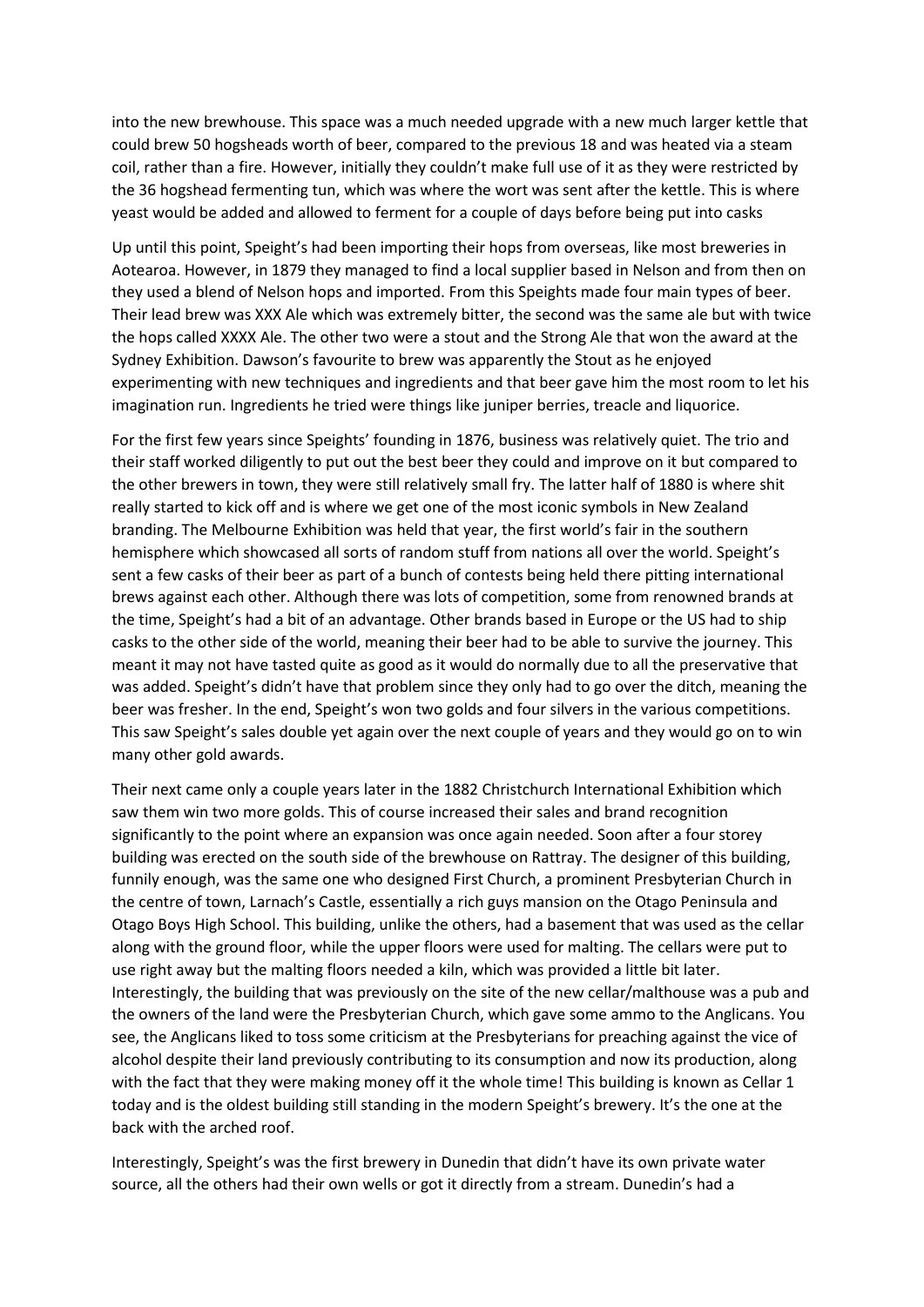into the new brewhouse. This space was a much needed upgrade with a new much larger kettle that could brew 50 hogsheads worth of beer, compared to the previous 18 and was heated via a steam coil, rather than a fire. However, initially they couldn't make full use of it as they were restricted by the 36 hogshead fermenting tun, which was where the wort was sent after the kettle. This is where yeast would be added and allowed to ferment for a couple of days before being put into casks

Up until this point, Speight's had been importing their hops from overseas, like most breweries in Aotearoa. However, in 1879 they managed to find a local supplier based in Nelson and from then on they used a blend of Nelson hops and imported. From this Speights made four main types of beer. Their lead brew was XXX Ale which was extremely bitter, the second was the same ale but with twice the hops called XXXX Ale. The other two were a stout and the Strong Ale that won the award at the Sydney Exhibition. Dawson's favourite to brew was apparently the Stout as he enjoyed experimenting with new techniques and ingredients and that beer gave him the most room to let his imagination run. Ingredients he tried were things like juniper berries, treacle and liquorice.

For the first few years since Speights' founding in 1876, business was relatively quiet. The trio and their staff worked diligently to put out the best beer they could and improve on it but compared to the other brewers in town, they were still relatively small fry. The latter half of 1880 is where shit really started to kick off and is where we get one of the most iconic symbols in New Zealand branding. The Melbourne Exhibition was held that year, the first world's fair in the southern hemisphere which showcased all sorts of random stuff from nations all over the world. Speight's sent a few casks of their beer as part of a bunch of contests being held there pitting international brews against each other. Although there was lots of competition, some from renowned brands at the time, Speight's had a bit of an advantage. Other brands based in Europe or the US had to ship casks to the other side of the world, meaning their beer had to be able to survive the journey. This meant it may not have tasted quite as good as it would do normally due to all the preservative that was added. Speight's didn't have that problem since they only had to go over the ditch, meaning the beer was fresher. In the end, Speight's won two golds and four silvers in the various competitions. This saw Speight's sales double yet again over the next couple of years and they would go on to win many other gold awards.

Their next came only a couple years later in the 1882 Christchurch International Exhibition which saw them win two more golds. This of course increased their sales and brand recognition significantly to the point where an expansion was once again needed. Soon after a four storey building was erected on the south side of the brewhouse on Rattray. The designer of this building, funnily enough, was the same one who designed First Church, a prominent Presbyterian Church in the centre of town, Larnach's Castle, essentially a rich guys mansion on the Otago Peninsula and Otago Boys High School. This building, unlike the others, had a basement that was used as the cellar along with the ground floor, while the upper floors were used for malting. The cellars were put to use right away but the malting floors needed a kiln, which was provided a little bit later. Interestingly, the building that was previously on the site of the new cellar/malthouse was a pub and the owners of the land were the Presbyterian Church, which gave some ammo to the Anglicans. You see, the Anglicans liked to toss some criticism at the Presbyterians for preaching against the vice of alcohol despite their land previously contributing to its consumption and now its production, along with the fact that they were making money off it the whole time! This building is known as Cellar 1 today and is the oldest building still standing in the modern Speight's brewery. It's the one at the back with the arched roof.

Interestingly, Speight's was the first brewery in Dunedin that didn't have its own private water source, all the others had their own wells or got it directly from a stream. Dunedin's had a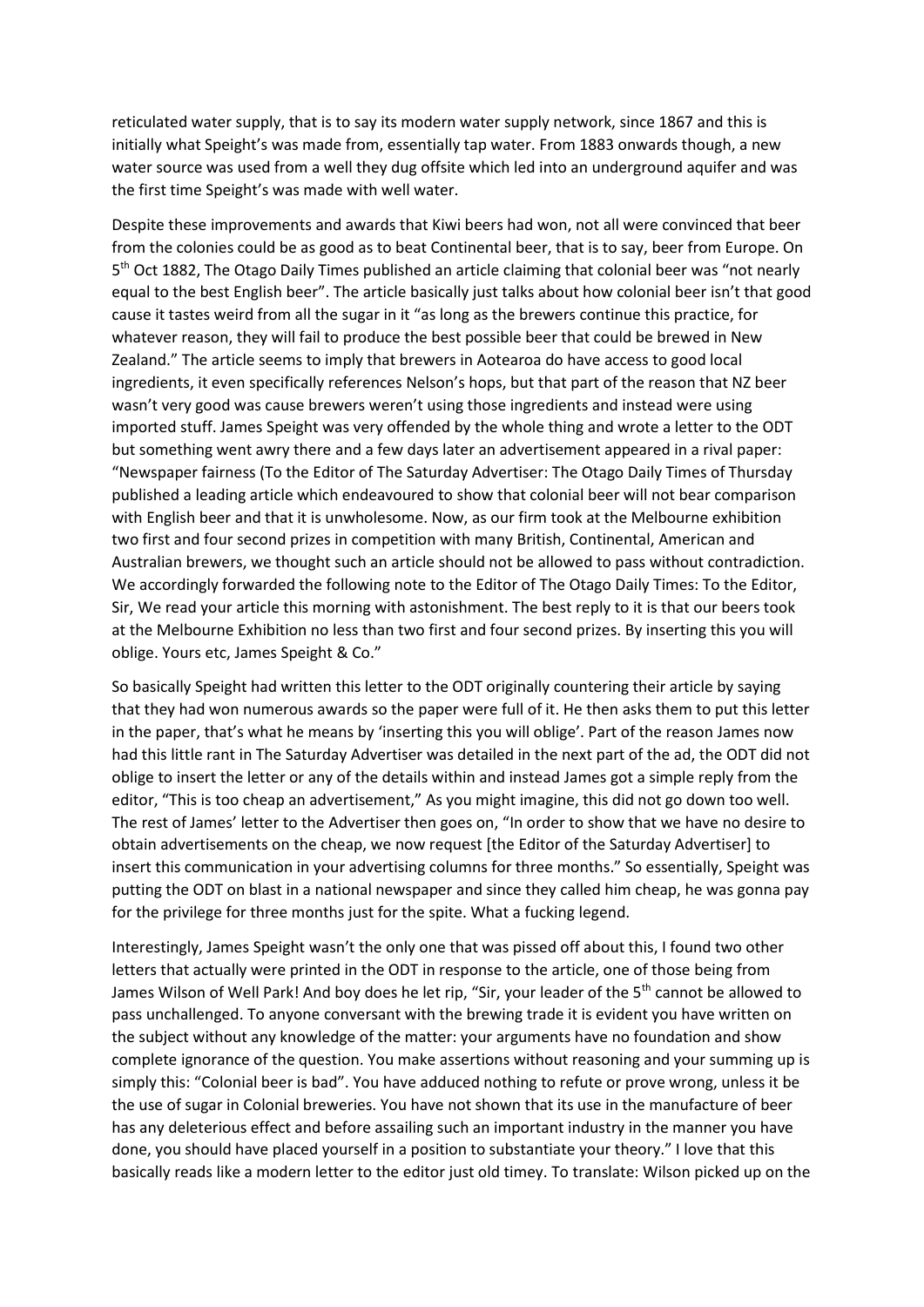reticulated water supply, that is to say its modern water supply network, since 1867 and this is initially what Speight's was made from, essentially tap water. From 1883 onwards though, a new water source was used from a well they dug offsite which led into an underground aquifer and was the first time Speight's was made with well water.

Despite these improvements and awards that Kiwi beers had won, not all were convinced that beer from the colonies could be as good as to beat Continental beer, that is to say, beer from Europe. On 5th Oct 1882, The Otago Daily Times published an article claiming that colonial beer was "not nearly equal to the best English beer". The article basically just talks about how colonial beer isn't that good cause it tastes weird from all the sugar in it "as long as the brewers continue this practice, for whatever reason, they will fail to produce the best possible beer that could be brewed in New Zealand." The article seems to imply that brewers in Aotearoa do have access to good local ingredients, it even specifically references Nelson's hops, but that part of the reason that NZ beer wasn't very good was cause brewers weren't using those ingredients and instead were using imported stuff. James Speight was very offended by the whole thing and wrote a letter to the ODT but something went awry there and a few days later an advertisement appeared in a rival paper: "Newspaper fairness (To the Editor of The Saturday Advertiser: The Otago Daily Times of Thursday published a leading article which endeavoured to show that colonial beer will not bear comparison with English beer and that it is unwholesome. Now, as our firm took at the Melbourne exhibition two first and four second prizes in competition with many British, Continental, American and Australian brewers, we thought such an article should not be allowed to pass without contradiction. We accordingly forwarded the following note to the Editor of The Otago Daily Times: To the Editor, Sir, We read your article this morning with astonishment. The best reply to it is that our beers took at the Melbourne Exhibition no less than two first and four second prizes. By inserting this you will oblige. Yours etc, James Speight & Co."

So basically Speight had written this letter to the ODT originally countering their article by saying that they had won numerous awards so the paper were full of it. He then asks them to put this letter in the paper, that's what he means by 'inserting this you will oblige'. Part of the reason James now had this little rant in The Saturday Advertiser was detailed in the next part of the ad, the ODT did not oblige to insert the letter or any of the details within and instead James got a simple reply from the editor, "This is too cheap an advertisement," As you might imagine, this did not go down too well. The rest of James' letter to the Advertiser then goes on, "In order to show that we have no desire to obtain advertisements on the cheap, we now request [the Editor of the Saturday Advertiser] to insert this communication in your advertising columns for three months." So essentially, Speight was putting the ODT on blast in a national newspaper and since they called him cheap, he was gonna pay for the privilege for three months just for the spite. What a fucking legend.

Interestingly, James Speight wasn't the only one that was pissed off about this, I found two other letters that actually were printed in the ODT in response to the article, one of those being from James Wilson of Well Park! And boy does he let rip, "Sir, your leader of the 5th cannot be allowed to pass unchallenged. To anyone conversant with the brewing trade it is evident you have written on the subject without any knowledge of the matter: your arguments have no foundation and show complete ignorance of the question. You make assertions without reasoning and your summing up is simply this: "Colonial beer is bad". You have adduced nothing to refute or prove wrong, unless it be the use of sugar in Colonial breweries. You have not shown that its use in the manufacture of beer has any deleterious effect and before assailing such an important industry in the manner you have done, you should have placed yourself in a position to substantiate your theory." I love that this basically reads like a modern letter to the editor just old timey. To translate: Wilson picked up on the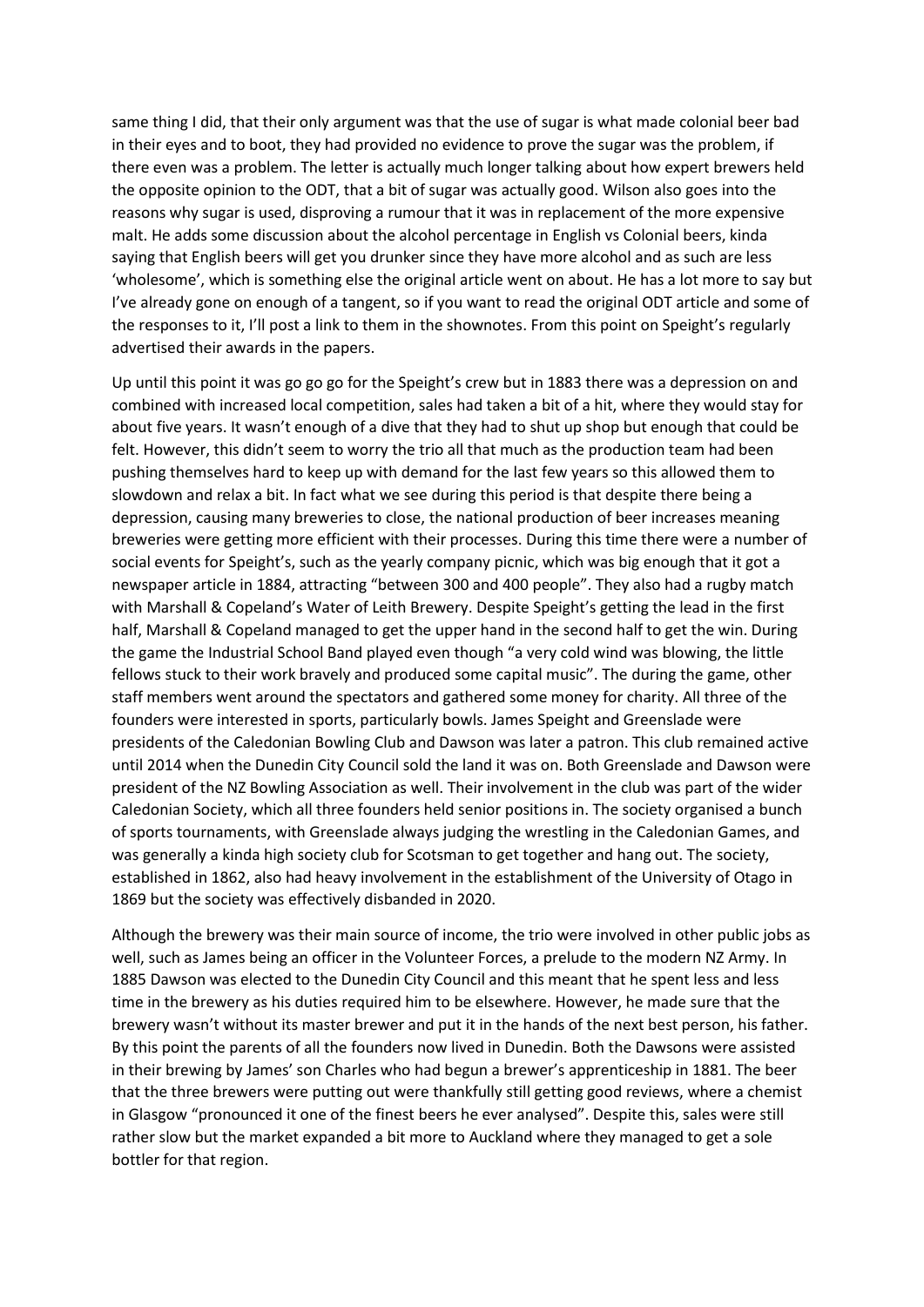same thing I did, that their only argument was that the use of sugar is what made colonial beer bad in their eyes and to boot, they had provided no evidence to prove the sugar was the problem, if there even was a problem. The letter is actually much longer talking about how expert brewers held the opposite opinion to the ODT, that a bit of sugar was actually good. Wilson also goes into the reasons why sugar is used, disproving a rumour that it was in replacement of the more expensive malt. He adds some discussion about the alcohol percentage in English vs Colonial beers, kinda saying that English beers will get you drunker since they have more alcohol and as such are less 'wholesome', which is something else the original article went on about. He has a lot more to say but I've already gone on enough of a tangent, so if you want to read the original ODT article and some of the responses to it, I'll post a link to them in the shownotes. From this point on Speight's regularly advertised their awards in the papers.

Up until this point it was go go go for the Speight's crew but in 1883 there was a depression on and combined with increased local competition, sales had taken a bit of a hit, where they would stay for about five years. It wasn't enough of a dive that they had to shut up shop but enough that could be felt. However, this didn't seem to worry the trio all that much as the production team had been pushing themselves hard to keep up with demand for the last few years so this allowed them to slowdown and relax a bit. In fact what we see during this period is that despite there being a depression, causing many breweries to close, the national production of beer increases meaning breweries were getting more efficient with their processes. During this time there were a number of social events for Speight's, such as the yearly company picnic, which was big enough that it got a newspaper article in 1884, attracting "between 300 and 400 people". They also had a rugby match with Marshall & Copeland's Water of Leith Brewery. Despite Speight's getting the lead in the first half, Marshall & Copeland managed to get the upper hand in the second half to get the win. During the game the Industrial School Band played even though "a very cold wind was blowing, the little fellows stuck to their work bravely and produced some capital music". The during the game, other staff members went around the spectators and gathered some money for charity. All three of the founders were interested in sports, particularly bowls. James Speight and Greenslade were presidents of the Caledonian Bowling Club and Dawson was later a patron. This club remained active until 2014 when the Dunedin City Council sold the land it was on. Both Greenslade and Dawson were president of the NZ Bowling Association as well. Their involvement in the club was part of the wider Caledonian Society, which all three founders held senior positions in. The society organised a bunch of sports tournaments, with Greenslade always judging the wrestling in the Caledonian Games, and was generally a kinda high society club for Scotsman to get together and hang out. The society, established in 1862, also had heavy involvement in the establishment of the University of Otago in 1869 but the society was effectively disbanded in 2020.

Although the brewery was their main source of income, the trio were involved in other public jobs as well, such as James being an officer in the Volunteer Forces, a prelude to the modern NZ Army. In 1885 Dawson was elected to the Dunedin City Council and this meant that he spent less and less time in the brewery as his duties required him to be elsewhere. However, he made sure that the brewery wasn't without its master brewer and put it in the hands of the next best person, his father. By this point the parents of all the founders now lived in Dunedin. Both the Dawsons were assisted in their brewing by James' son Charles who had begun a brewer's apprenticeship in 1881. The beer that the three brewers were putting out were thankfully still getting good reviews, where a chemist in Glasgow "pronounced it one of the finest beers he ever analysed". Despite this, sales were still rather slow but the market expanded a bit more to Auckland where they managed to get a sole bottler for that region.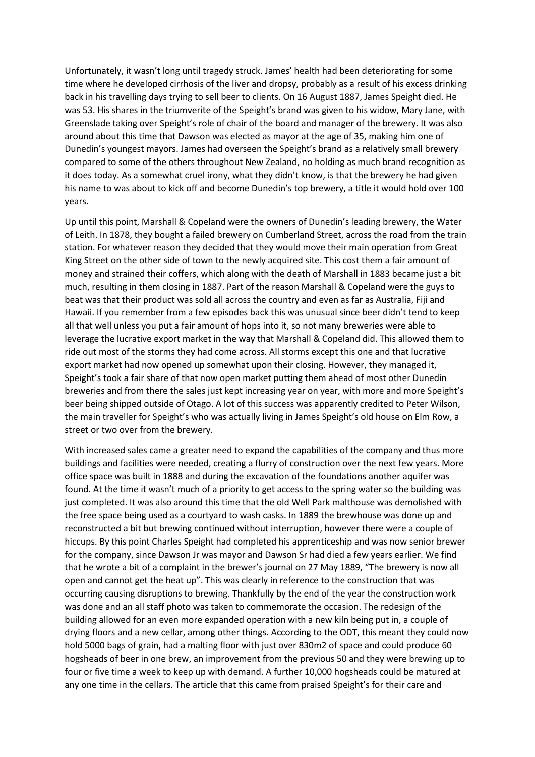Unfortunately, it wasn't long until tragedy struck. James' health had been deteriorating for some time where he developed cirrhosis of the liver and dropsy, probably as a result of his excess drinking back in his travelling days trying to sell beer to clients. On 16 August 1887, James Speight died. He was 53. His shares in the triumverite of the Speight's brand was given to his widow, Mary Jane, with Greenslade taking over Speight's role of chair of the board and manager of the brewery. It was also around about this time that Dawson was elected as mayor at the age of 35, making him one of Dunedin's youngest mayors. James had overseen the Speight's brand as a relatively small brewery compared to some of the others throughout New Zealand, no holding as much brand recognition as it does today. As a somewhat cruel irony, what they didn't know, is that the brewery he had given his name to was about to kick off and become Dunedin's top brewery, a title it would hold over 100 years.

Up until this point, Marshall & Copeland were the owners of Dunedin's leading brewery, the Water of Leith. In 1878, they bought a failed brewery on Cumberland Street, across the road from the train station. For whatever reason they decided that they would move their main operation from Great King Street on the other side of town to the newly acquired site. This cost them a fair amount of money and strained their coffers, which along with the death of Marshall in 1883 became just a bit much, resulting in them closing in 1887. Part of the reason Marshall & Copeland were the guys to beat was that their product was sold all across the country and even as far as Australia, Fiji and Hawaii. If you remember from a few episodes back this was unusual since beer didn't tend to keep all that well unless you put a fair amount of hops into it, so not many breweries were able to leverage the lucrative export market in the way that Marshall & Copeland did. This allowed them to ride out most of the storms they had come across. All storms except this one and that lucrative export market had now opened up somewhat upon their closing. However, they managed it, Speight's took a fair share of that now open market putting them ahead of most other Dunedin breweries and from there the sales just kept increasing year on year, with more and more Speight's beer being shipped outside of Otago. A lot of this success was apparently credited to Peter Wilson, the main traveller for Speight's who was actually living in James Speight's old house on Elm Row, a street or two over from the brewery.

With increased sales came a greater need to expand the capabilities of the company and thus more buildings and facilities were needed, creating a flurry of construction over the next few years. More office space was built in 1888 and during the excavation of the foundations another aquifer was found. At the time it wasn't much of a priority to get access to the spring water so the building was just completed. It was also around this time that the old Well Park malthouse was demolished with the free space being used as a courtyard to wash casks. In 1889 the brewhouse was done up and reconstructed a bit but brewing continued without interruption, however there were a couple of hiccups. By this point Charles Speight had completed his apprenticeship and was now senior brewer for the company, since Dawson Jr was mayor and Dawson Sr had died a few years earlier. We find that he wrote a bit of a complaint in the brewer's journal on 27 May 1889, "The brewery is now all open and cannot get the heat up". This was clearly in reference to the construction that was occurring causing disruptions to brewing. Thankfully by the end of the year the construction work was done and an all staff photo was taken to commemorate the occasion. The redesign of the building allowed for an even more expanded operation with a new kiln being put in, a couple of drying floors and a new cellar, among other things. According to the ODT, this meant they could now hold 5000 bags of grain, had a malting floor with just over 830m2 of space and could produce 60 hogsheads of beer in one brew, an improvement from the previous 50 and they were brewing up to four or five time a week to keep up with demand. A further 10,000 hogsheads could be matured at any one time in the cellars. The article that this came from praised Speight's for their care and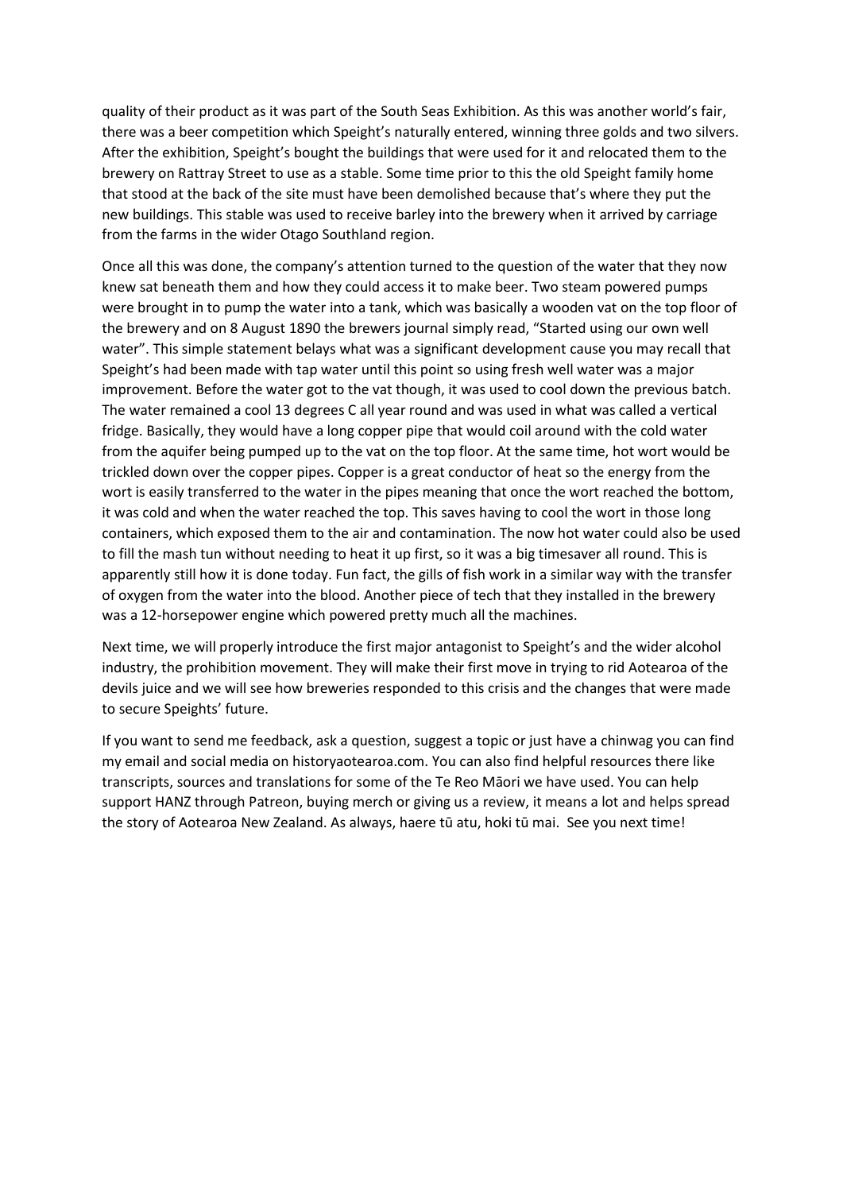quality of their product as it was part of the South Seas Exhibition. As this was another world's fair, there was a beer competition which Speight's naturally entered, winning three golds and two silvers. After the exhibition, Speight's bought the buildings that were used for it and relocated them to the brewery on Rattray Street to use as a stable. Some time prior to this the old Speight family home that stood at the back of the site must have been demolished because that's where they put the new buildings. This stable was used to receive barley into the brewery when it arrived by carriage from the farms in the wider Otago Southland region.

Once all this was done, the company's attention turned to the question of the water that they now knew sat beneath them and how they could access it to make beer. Two steam powered pumps were brought in to pump the water into a tank, which was basically a wooden vat on the top floor of the brewery and on 8 August 1890 the brewers journal simply read, "Started using our own well water". This simple statement belays what was a significant development cause you may recall that Speight's had been made with tap water until this point so using fresh well water was a major improvement. Before the water got to the vat though, it was used to cool down the previous batch. The water remained a cool 13 degrees C all year round and was used in what was called a vertical fridge. Basically, they would have a long copper pipe that would coil around with the cold water from the aquifer being pumped up to the vat on the top floor. At the same time, hot wort would be trickled down over the copper pipes. Copper is a great conductor of heat so the energy from the wort is easily transferred to the water in the pipes meaning that once the wort reached the bottom, it was cold and when the water reached the top. This saves having to cool the wort in those long containers, which exposed them to the air and contamination. The now hot water could also be used to fill the mash tun without needing to heat it up first, so it was a big timesaver all round. This is apparently still how it is done today. Fun fact, the gills of fish work in a similar way with the transfer of oxygen from the water into the blood. Another piece of tech that they installed in the brewery was a 12-horsepower engine which powered pretty much all the machines.

Next time, we will properly introduce the first major antagonist to Speight's and the wider alcohol industry, the prohibition movement. They will make their first move in trying to rid Aotearoa of the devils juice and we will see how breweries responded to this crisis and the changes that were made to secure Speights' future.

If you want to send me feedback, ask a question, suggest a topic or just have a chinwag you can find my email and social media on historyaotearoa.com. You can also find helpful resources there like transcripts, sources and translations for some of the Te Reo Māori we have used. You can help support HANZ through Patreon, buying merch or giving us a review, it means a lot and helps spread the story of Aotearoa New Zealand. As always, haere tū atu, hoki tū mai. See you next time!